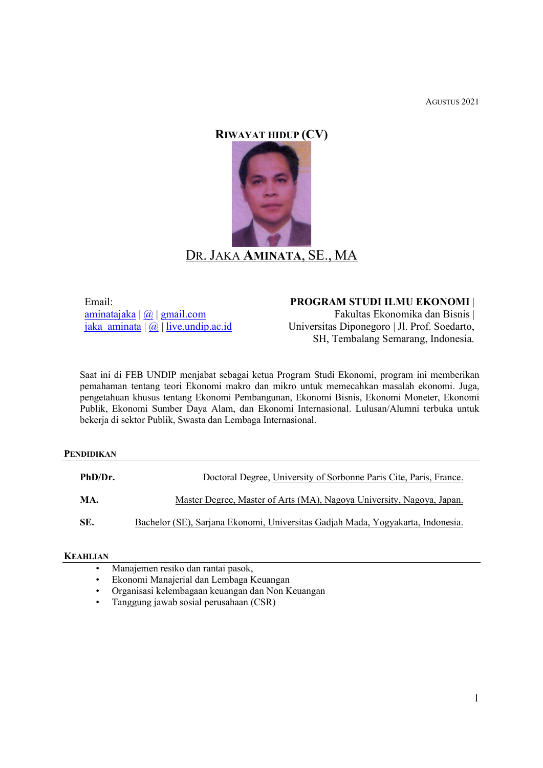AGUSTUS 2021

# RIWAYAT HIDUP (CV)

## DR. JAKA AMINATA, SE., MA

Email:
aminatajaka | @ | gmail.com
jaka_aminata | @ | live.undip.ac.id

**PROGRAM STUDI ILMU EKONOMI** |
Fakultas Ekonomika dan Bisnis |
Universitas Diponegoro | Jl. Prof. Soedarto, SH, Tembalang Semarang, Indonesia.

Saat ini di FEB UNDIP menjabat sebagai ketua Program Studi Ekonomi, program ini memberikan pemahaman tentang teori Ekonomi makro dan mikro untuk memecahkan masalah ekonomi. Juga, pengetahuan khusus tentang Ekonomi Pembangunan, Ekonomi Bisnis, Ekonomi Moneter, Ekonomi Publik, Ekonomi Sumber Daya Alam, dan Ekonomi Internasional. Lulusan/Alumni terbuka untuk bekerja di sektor Publik, Swasta dan Lembaga Internasional.

### PENDIDIKAN

**PhD/Dr.** Doctoral Degree, University of Sorbonne Paris Cite, Paris, France.

**MA.** Master Degree, Master of Arts (MA), Nagoya University, Nagoya, Japan.

**SE.** Bachelor (SE), Sarjana Ekonomi, Universitas Gadjah Mada, Yogyakarta, Indonesia.

### KEAHLIAN

- Manajemen resiko dan rantai pasok,
- Ekonomi Manajerial dan Lembaga Keuangan
- Organisasi kelembagaan keuangan dan Non Keuangan
- Tanggung jawab sosial perusahaan (CSR)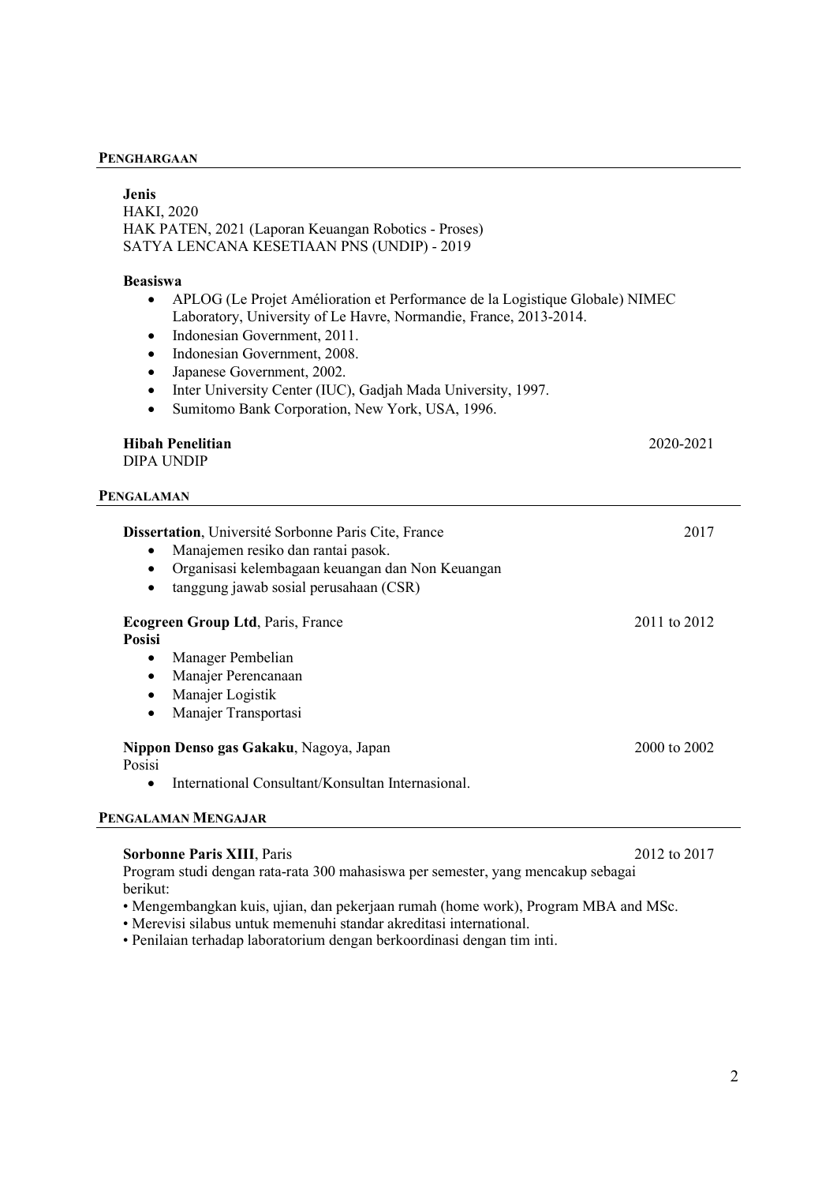## PENGHARGAAN

**Jenis**
HAKI, 2020
HAK PATEN, 2021 (Laporan Keuangan Robotics - Proses)
SATYA LENCANA KESETIAAN PNS (UNDIP) - 2019

**Beasiswa**

- APLOG (Le Projet Amélioration et Performance de la Logistique Globale) NIMEC Laboratory, University of Le Havre, Normandie, France, 2013-2014.
- Indonesian Government, 2011.
- Indonesian Government, 2008.
- Japanese Government, 2002.
- Inter University Center (IUC), Gadjah Mada University, 1997.
- Sumitomo Bank Corporation, New York, USA, 1996.

**Hibah Penelitian** 2020-2021
DIPA UNDIP

## PENGALAMAN

**Dissertation**, Université Sorbonne Paris Cite, France 2017

- Manajemen resiko dan rantai pasok.
- Organisasi kelembagaan keuangan dan Non Keuangan
- tanggung jawab sosial perusahaan (CSR)

**Ecogreen Group Ltd**, Paris, France 2011 to 2012
**Posisi**

- Manager Pembelian
- Manajer Perencanaan
- Manajer Logistik
- Manajer Transportasi

**Nippon Denso gas Gakaku**, Nagoya, Japan 2000 to 2002
Posisi

- International Consultant/Konsultan Internasional.

## PENGALAMAN MENGAJAR

**Sorbonne Paris XIII**, Paris 2012 to 2017
Program studi dengan rata-rata 300 mahasiswa per semester, yang mencakup sebagai berikut:

- Mengembangkan kuis, ujian, dan pekerjaan rumah (home work), Program MBA and MSc.
- Merevisi silabus untuk memenuhi standar akreditasi international.
- Penilaian terhadap laboratorium dengan berkoordinasi dengan tim inti.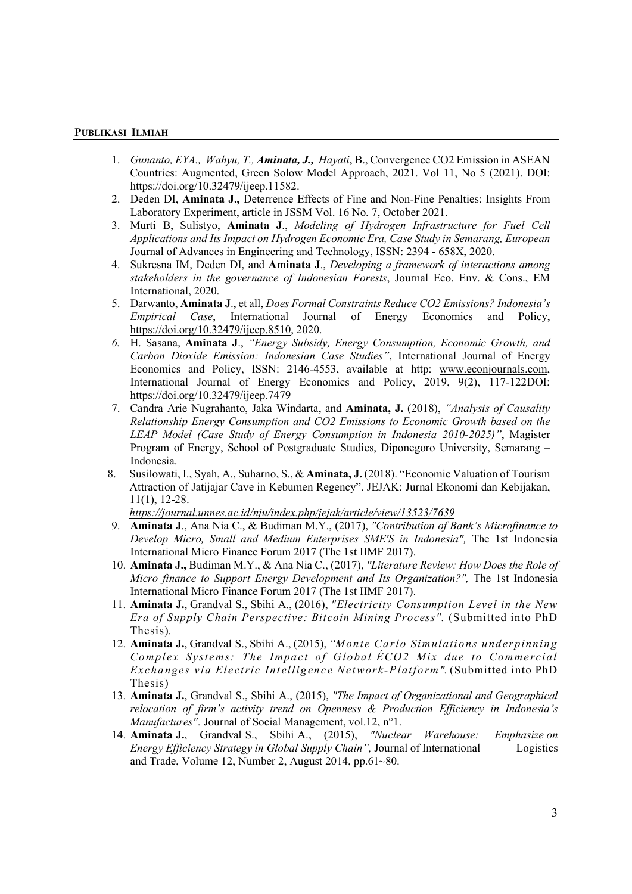## PUBLIKASI ILMIAH

1. *Gunanto, EYA., Wahyu, T.,* ***Aminata, J.,*** *Hayati*, B., Convergence $CO_2$ Emission in ASEAN Countries: Augmented, Green Solow Model Approach, 2021. Vol 11, No 5 (2021). DOI: https://doi.org/10.32479/ijeep.11582.
2. Deden DI, **Aminata J.,** Deterrence Effects of Fine and Non-Fine Penalties: Insights From Laboratory Experiment, article in JSSM Vol. 16 No. 7, October 2021.
3. Murti B, Sulistyo, **Aminata J**., *Modeling of Hydrogen Infrastructure for Fuel Cell Applications and Its Impact on Hydrogen Economic Era, Case Study in Semarang, European* Journal of Advances in Engineering and Technology, ISSN: 2394 - 658X, 2020.
4. Sukresna IM, Deden DI, and **Aminata J**., *Developing a framework of interactions among stakeholders in the governance of Indonesian Forests*, Journal Eco. Env. & Cons., EM International, 2020.
5. Darwanto, **Aminata J**., et all, *Does Formal Constraints Reduce $CO_2$ Emissions? Indonesia's Empirical Case*, International Journal of Energy Economics and Policy, https://doi.org/10.32479/ijeep.8510, 2020.
6. H. Sasana, **Aminata J**., *"Energy Subsidy, Energy Consumption, Economic Growth, and Carbon Dioxide Emission: Indonesian Case Studies"*, International Journal of Energy Economics and Policy, ISSN: 2146-4553, available at http: www.econjournals.com, International Journal of Energy Economics and Policy, 2019, 9(2), 117-122DOI: https://doi.org/10.32479/ijeep.7479
7. Candra Arie Nugrahanto, Jaka Windarta, and **Aminata, J.** (2018), *"Analysis of Causality Relationship Energy Consumption and $CO_2$ Emissions to Economic Growth based on the LEAP Model (Case Study of Energy Consumption in Indonesia 2010-2025)"*, Magister Program of Energy, School of Postgraduate Studies, Diponegoro University, Semarang – Indonesia.
8. Susilowati, I., Syah, A., Suharno, S., & **Aminata, J.** (2018). "Economic Valuation of Tourism Attraction of Jatijajar Cave in Kebumen Regency". JEJAK: Jurnal Ekonomi dan Kebijakan, 11(1), 12-28. *https://journal.unnes.ac.id/nju/index.php/jejak/article/view/13523/7639*
9. **Aminata J**., Ana Nia C., & Budiman M.Y., (2017), *"Contribution of Bank's Microfinance to Develop Micro, Small and Medium Enterprises SME'S in Indonesia",* The 1st Indonesia International Micro Finance Forum 2017 (The 1st IIMF 2017).
10. **Aminata J.,** Budiman M.Y., & Ana Nia C., (2017), *"Literature Review: How Does the Role of Micro finance to Support Energy Development and Its Organization?",* The 1st Indonesia International Micro Finance Forum 2017 (The 1st IIMF 2017).
11. **Aminata J.**, Grandval S., Sbihi A., (2016), *"Electricity Consumption Level in the New Era of Supply Chain Perspective: Bitcoin Mining Process".* (Submitted into PhD Thesis).
12. **Aminata J.**, Grandval S., Sbihi A., (2015), *"Monte Carlo Simulations underpinning Complex Systems: The Impact of Global ÉCO2 Mix due to Commercial Exchanges via Electric Intelligence Network-Platform".* (Submitted into PhD Thesis)
13. **Aminata J.**, Grandval S., Sbihi A., (2015), *"The Impact of Organizational and Geographical relocation of firm's activity trend on Openness & Production Efficiency in Indonesia's Manufactures".* Journal of Social Management, vol.12, n°1.
14. **Aminata J.**, Grandval S., Sbihi A., (2015), *"Nuclear Warehouse: Emphasize on Energy Efficiency Strategy in Global Supply Chain",* Journal of International Logistics and Trade, Volume 12, Number 2, August 2014, pp.61~80.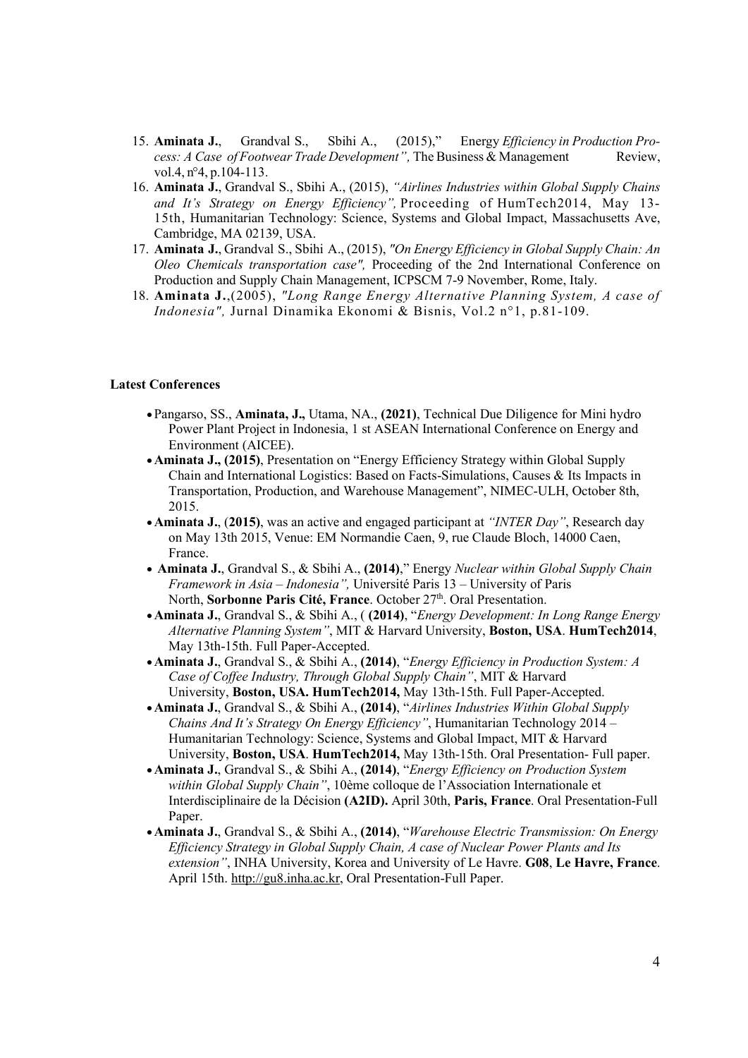15. **Aminata J.**, Grandval S., Sbihi A., (2015)," Energy *Efficiency in Production Process: A Case of Footwear Trade Development",* The Business & Management Review, vol.4, n°4, p.104-113.
16. **Aminata J.**, Grandval S., Sbihi A., (2015), *"Airlines Industries within Global Supply Chains and It's Strategy on Energy Efficiency",* Proceeding of HumTech2014, May 13-15th, Humanitarian Technology: Science, Systems and Global Impact, Massachusetts Ave, Cambridge, MA 02139, USA.
17. **Aminata J.**, Grandval S., Sbihi A., (2015), *"On Energy Efficiency in Global Supply Chain: An Oleo Chemicals transportation case",* Proceeding of the 2nd International Conference on Production and Supply Chain Management, ICPSCM 7-9 November, Rome, Italy.
18. **Aminata J.**,(2005), *"Long Range Energy Alternative Planning System, A case of Indonesia",* Jurnal Dinamika Ekonomi & Bisnis, Vol.2 n°1, p.81-109.

**Latest Conferences**

- Pangarso, SS., **Aminata, J.,** Utama, NA., **(2021)**, Technical Due Diligence for Mini hydro Power Plant Project in Indonesia, 1 st ASEAN International Conference on Energy and Environment (AICEE).
- **Aminata J., (2015)**, Presentation on "Energy Efficiency Strategy within Global Supply Chain and International Logistics: Based on Facts-Simulations, Causes & Its Impacts in Transportation, Production, and Warehouse Management", NIMEC-ULH, October 8th, 2015.
- **Aminata J.**, (**2015)**, was an active and engaged participant at *"INTER Day"*, Research day on May 13th 2015, Venue: EM Normandie Caen, 9, rue Claude Bloch, 14000 Caen, France.
- **Aminata J.**, Grandval S., & Sbihi A., **(2014)**," Energy *Nuclear within Global Supply Chain Framework in Asia – Indonesia",* Université Paris 13 – University of Paris North, **Sorbonne Paris Cité, France**. October 27th. Oral Presentation.
- **Aminata J.**, Grandval S., & Sbihi A., ( **(2014)**, "*Energy Development: In Long Range Energy Alternative Planning System"*, MIT & Harvard University, **Boston, USA**. **HumTech2014**, May 13th-15th. Full Paper-Accepted.
- **Aminata J.**, Grandval S., & Sbihi A., **(2014)**, "*Energy Efficiency in Production System: A Case of Coffee Industry, Through Global Supply Chain"*, MIT & Harvard University, **Boston, USA. HumTech2014,** May 13th-15th. Full Paper-Accepted.
- **Aminata J.**, Grandval S., & Sbihi A., **(2014)**, "*Airlines Industries Within Global Supply Chains And It's Strategy On Energy Efficiency"*, Humanitarian Technology 2014 – Humanitarian Technology: Science, Systems and Global Impact, MIT & Harvard University, **Boston, USA**. **HumTech2014,** May 13th-15th. Oral Presentation- Full paper.
- **Aminata J.**, Grandval S., & Sbihi A., **(2014)**, "*Energy Efficiency on Production System within Global Supply Chain"*, 10ème colloque de l'Association Internationale et Interdisciplinaire de la Décision **(A2ID).** April 30th, **Paris, France**. Oral Presentation-Full Paper.
- **Aminata J.**, Grandval S., & Sbihi A., **(2014)**, "*Warehouse Electric Transmission: On Energy Efficiency Strategy in Global Supply Chain, A case of Nuclear Power Plants and Its extension"*, INHA University, Korea and University of Le Havre. **G08**, **Le Havre, France**. April 15th. http://gu8.inha.ac.kr, Oral Presentation-Full Paper.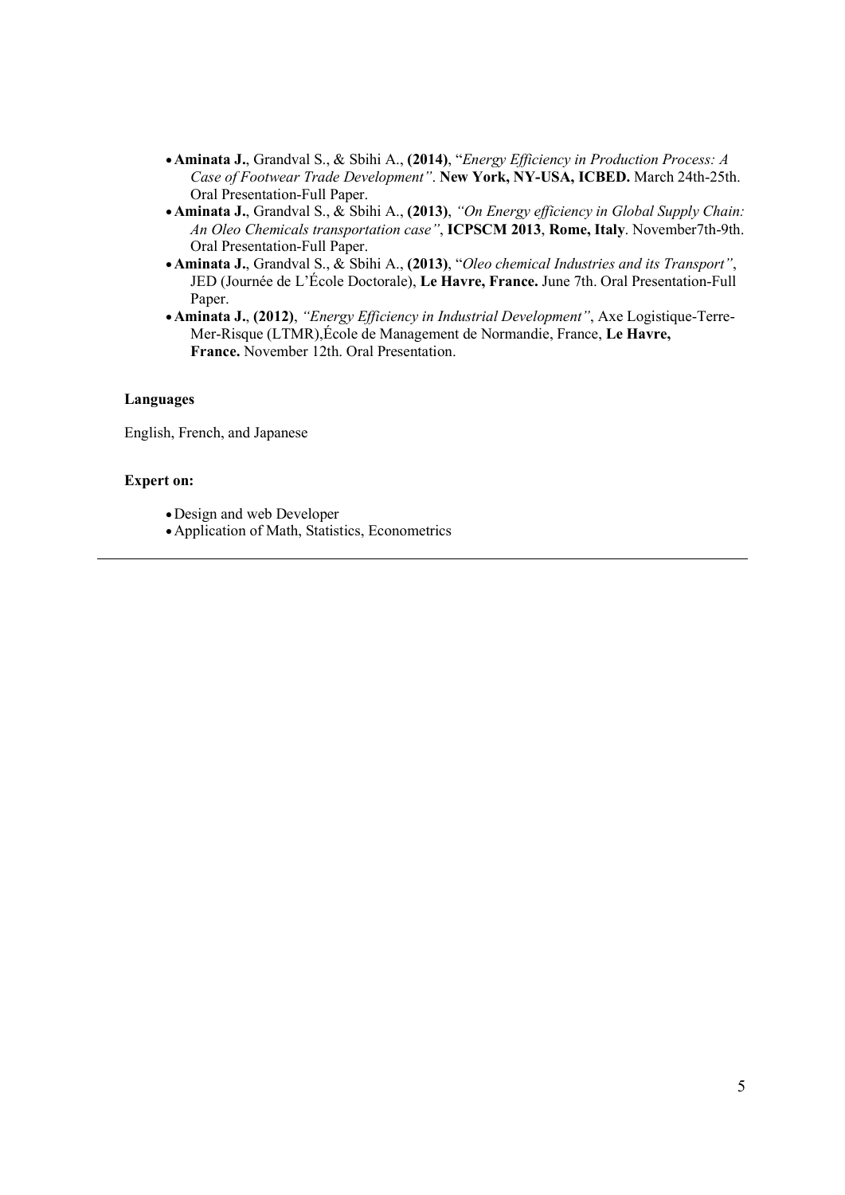- **Aminata J.**, Grandval S., & Sbihi A., **(2014)**, "*Energy Efficiency in Production Process: A Case of Footwear Trade Development"*. **New York, NY-USA, ICBED.** March 24th-25th. Oral Presentation-Full Paper.
- **Aminata J.**, Grandval S., & Sbihi A., **(2013)**, *"On Energy efficiency in Global Supply Chain: An Oleo Chemicals transportation case"*, **ICPSCM 2013**, **Rome, Italy**. November7th-9th. Oral Presentation-Full Paper.
- **Aminata J.**, Grandval S., & Sbihi A., **(2013)**, "*Oleo chemical Industries and its Transport"*, JED (Journée de L'École Doctorale), **Le Havre, France.** June 7th. Oral Presentation-Full Paper.
- **Aminata J.**, **(2012)**, *"Energy Efficiency in Industrial Development"*, Axe Logistique-Terre-Mer-Risque (LTMR),École de Management de Normandie, France, **Le Havre, France.** November 12th. Oral Presentation.

**Languages**

English, French, and Japanese

**Expert on:**

- Design and web Developer
- Application of Math, Statistics, Econometrics